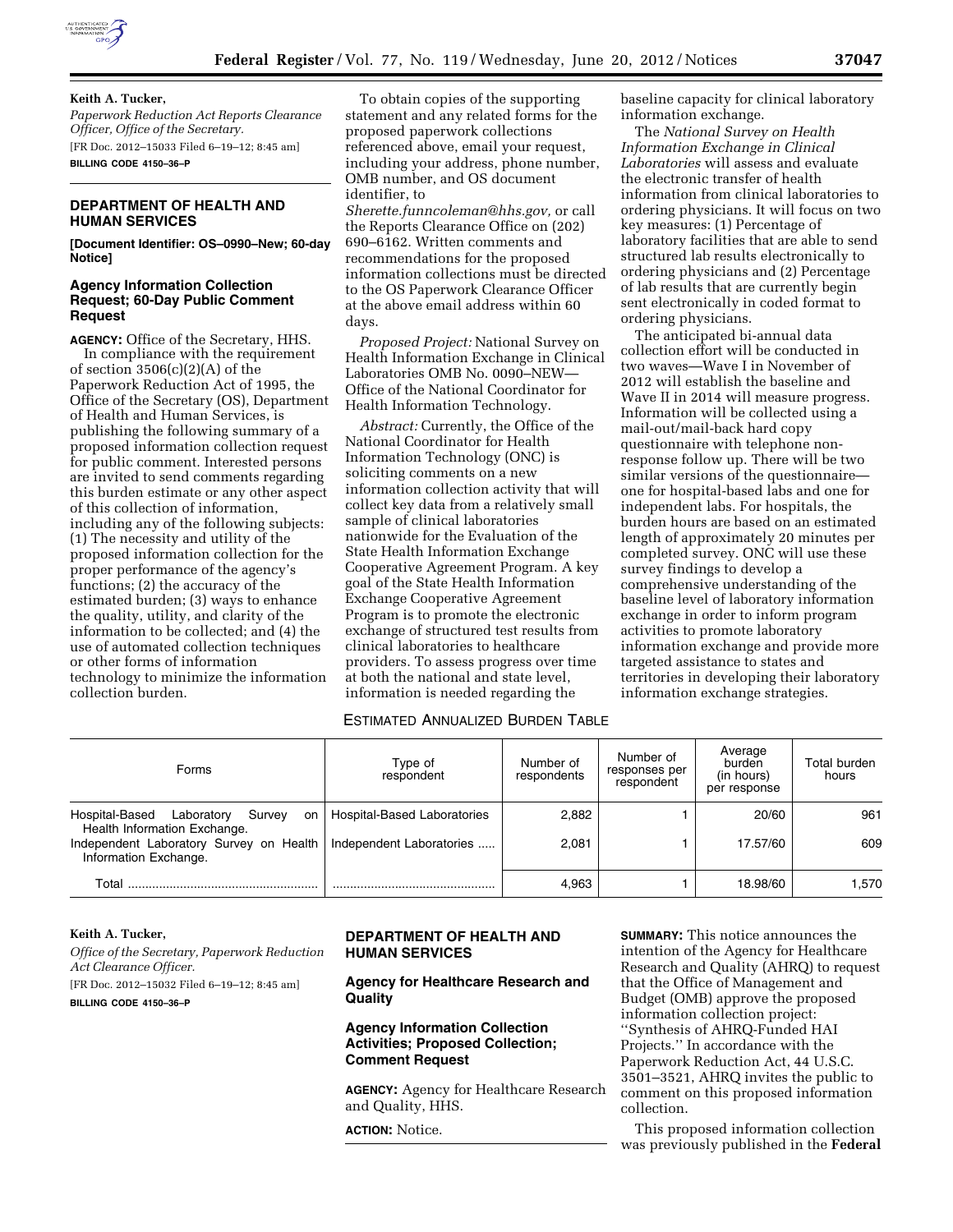**Keith A. Tucker,**

*Paperwork Reduction Act Reports Clearance Officer, Office of the Secretary.*

[FR Doc. 2012–15033 Filed 6–19–12; 8:45 am]

**BILLING CODE 4150–36–P**

## DEPARTMENT OF HEALTH AND HUMAN SERVICES

**[Document Identifier: OS–0990–New; 60-day Notice]**

### Agency Information Collection Request; 60-Day Public Comment Request

**AGENCY:** Office of the Secretary, HHS.

In compliance with the requirement of section 3506(c)(2)(A) of the Paperwork Reduction Act of 1995, the Office of the Secretary (OS), Department of Health and Human Services, is publishing the following summary of a proposed information collection request for public comment. Interested persons are invited to send comments regarding this burden estimate or any other aspect of this collection of information, including any of the following subjects: (1) The necessity and utility of the proposed information collection for the proper performance of the agency's functions; (2) the accuracy of the estimated burden; (3) ways to enhance the quality, utility, and clarity of the information to be collected; and (4) the use of automated collection techniques or other forms of information technology to minimize the information collection burden.

To obtain copies of the supporting statement and any related forms for the proposed paperwork collections referenced above, email your request, including your address, phone number, OMB number, and OS document identifier, to *Sherette.funncoleman@hhs.gov,* or call the Reports Clearance Office on (202) 690–6162. Written comments and recommendations for the proposed information collections must be directed to the OS Paperwork Clearance Officer at the above email address within 60 days.

*Proposed Project:* National Survey on Health Information Exchange in Clinical Laboratories OMB No. 0090–NEW—Office of the National Coordinator for Health Information Technology.

*Abstract:* Currently, the Office of the National Coordinator for Health Information Technology (ONC) is soliciting comments on a new information collection activity that will collect key data from a relatively small sample of clinical laboratories nationwide for the Evaluation of the State Health Information Exchange Cooperative Agreement Program. A key goal of the State Health Information Exchange Cooperative Agreement Program is to promote the electronic exchange of structured test results from clinical laboratories to healthcare providers. To assess progress over time at both the national and state level, information is needed regarding the baseline capacity for clinical laboratory information exchange.

The *National Survey on Health Information Exchange in Clinical Laboratories* will assess and evaluate the electronic transfer of health information from clinical laboratories to ordering physicians. It will focus on two key measures: (1) Percentage of laboratory facilities that are able to send structured lab results electronically to ordering physicians and (2) Percentage of lab results that are currently begin sent electronically in coded format to ordering physicians.

The anticipated bi-annual data collection effort will be conducted in two waves—Wave I in November of 2012 will establish the baseline and Wave II in 2014 will measure progress. Information will be collected using a mail-out/mail-back hard copy questionnaire with telephone non-response follow up. There will be two similar versions of the questionnaire—one for hospital-based labs and one for independent labs. For hospitals, the burden hours are based on an estimated length of approximately 20 minutes per completed survey. ONC will use these survey findings to develop a comprehensive understanding of the baseline level of laboratory information exchange in order to inform program activities to promote laboratory information exchange and provide more targeted assistance to states and territories in developing their laboratory information exchange strategies.

ESTIMATED ANNUALIZED BURDEN TABLE

| Forms | Type of respondent | Number of respondents | Number of responses per respondent | Average burden (in hours) per response | Total burden hours |
|---|---|---|---|---|---|
| Hospital-Based Laboratory Survey on Health Information Exchange. | Hospital-Based Laboratories | 2,882 | 1 | 20/60 | 961 |
| Independent Laboratory Survey on Health Information Exchange. | Independent Laboratories | 2,081 | 1 | 17.57/60 | 609 |
| Total | | 4,963 | 1 | 18.98/60 | 1,570 |

**Keith A. Tucker,**

*Office of the Secretary, Paperwork Reduction Act Clearance Officer.*

[FR Doc. 2012–15032 Filed 6–19–12; 8:45 am]

**BILLING CODE 4150–36–P**

## DEPARTMENT OF HEALTH AND HUMAN SERVICES

### Agency for Healthcare Research and Quality

### Agency Information Collection Activities; Proposed Collection; Comment Request

**AGENCY:** Agency for Healthcare Research and Quality, HHS.

**ACTION:** Notice.

**SUMMARY:** This notice announces the intention of the Agency for Healthcare Research and Quality (AHRQ) to request that the Office of Management and Budget (OMB) approve the proposed information collection project: ''Synthesis of AHRQ-Funded HAI Projects.'' In accordance with the Paperwork Reduction Act, 44 U.S.C. 3501–3521, AHRQ invites the public to comment on this proposed information collection.

This proposed information collection was previously published in the **Federal**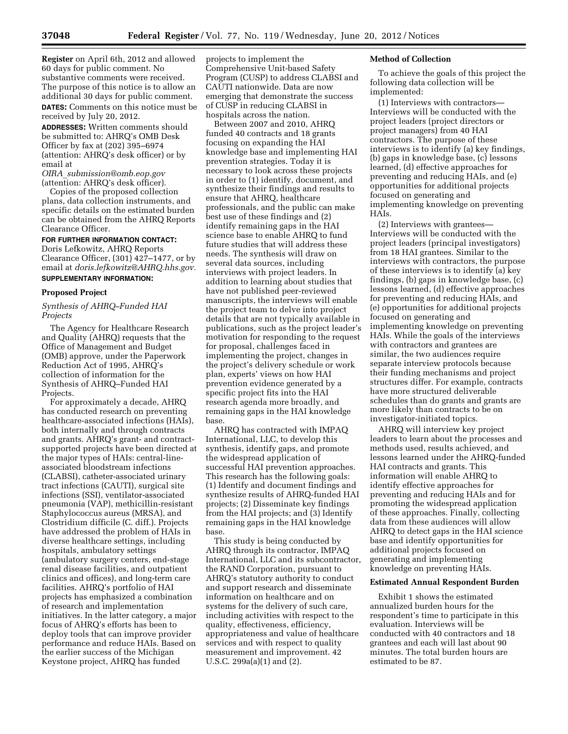**Register** on April 6th, 2012 and allowed 60 days for public comment. No substantive comments were received. The purpose of this notice is to allow an additional 30 days for public comment.

**DATES:** Comments on this notice must be received by July 20, 2012.

**ADDRESSES:** Written comments should be submitted to: AHRQ's OMB Desk Officer by fax at (202) 395–6974 (attention: AHRQ's desk officer) or by email at *OIRA_submission@omb.eop.gov* (attention: AHRQ's desk officer).

Copies of the proposed collection plans, data collection instruments, and specific details on the estimated burden can be obtained from the AHRQ Reports Clearance Officer.

**FOR FURTHER INFORMATION CONTACT:** Doris Lefkowitz, AHRQ Reports Clearance Officer, (301) 427–1477, or by email at *doris.lefkowitz@AHRQ.hhs.gov.*

**SUPPLEMENTARY INFORMATION:**

## Proposed Project

### *Synthesis of AHRQ–Funded HAI Projects*

The Agency for Healthcare Research and Quality (AHRQ) requests that the Office of Management and Budget (OMB) approve, under the Paperwork Reduction Act of 1995, AHRQ's collection of information for the Synthesis of AHRQ–Funded HAI Projects.

For approximately a decade, AHRQ has conducted research on preventing healthcare-associated infections (HAIs), both internally and through contracts and grants. AHRQ's grant- and contract-supported projects have been directed at the major types of HAIs: central-line-associated bloodstream infections (CLABSI), catheter-associated urinary tract infections (CAUTI), surgical site infections (SSI), ventilator-associated pneumonia (VAP), methicillin-resistant Staphylococcus aureus (MRSA), and Clostridium difficile (C. diff.). Projects have addressed the problem of HAIs in diverse healthcare settings, including hospitals, ambulatory settings (ambulatory surgery centers, end-stage renal disease facilities, and outpatient clinics and offices), and long-term care facilities. AHRQ's portfolio of HAI projects has emphasized a combination of research and implementation initiatives. In the latter category, a major focus of AHRQ's efforts has been to deploy tools that can improve provider performance and reduce HAIs. Based on the earlier success of the Michigan Keystone project, AHRQ has funded projects to implement the Comprehensive Unit-based Safety Program (CUSP) to address CLABSI and CAUTI nationwide. Data are now emerging that demonstrate the success of CUSP in reducing CLABSI in hospitals across the nation.

Between 2007 and 2010, AHRQ funded 40 contracts and 18 grants focusing on expanding the HAI knowledge base and implementing HAI prevention strategies. Today it is necessary to look across these projects in order to (1) identify, document, and synthesize their findings and results to ensure that AHRQ, healthcare professionals, and the public can make best use of these findings and (2) identify remaining gaps in the HAI science base to enable AHRQ to fund future studies that will address these needs. The synthesis will draw on several data sources, including interviews with project leaders. In addition to learning about studies that have not published peer-reviewed manuscripts, the interviews will enable the project team to delve into project details that are not typically available in publications, such as the project leader's motivation for responding to the request for proposal, challenges faced in implementing the project, changes in the project's delivery schedule or work plan, experts' views on how HAI prevention evidence generated by a specific project fits into the HAI research agenda more broadly, and remaining gaps in the HAI knowledge base.

AHRQ has contracted with IMPAQ International, LLC, to develop this synthesis, identify gaps, and promote the widespread application of successful HAI prevention approaches. This research has the following goals: (1) Identify and document findings and synthesize results of AHRQ-funded HAI projects; (2) Disseminate key findings from the HAI projects; and (3) Identify remaining gaps in the HAI knowledge base.

This study is being conducted by AHRQ through its contractor, IMPAQ International, LLC and its subcontractor, the RAND Corporation, pursuant to AHRQ's statutory authority to conduct and support research and disseminate information on healthcare and on systems for the delivery of such care, including activities with respect to the quality, effectiveness, efficiency, appropriateness and value of healthcare services and with respect to quality measurement and improvement. 42 U.S.C. 299a(a)(1) and (2).

## Method of Collection

To achieve the goals of this project the following data collection will be implemented:

(1) Interviews with contractors—Interviews will be conducted with the project leaders (project directors or project managers) from 40 HAI contractors. The purpose of these interviews is to identify (a) key findings, (b) gaps in knowledge base, (c) lessons learned, (d) effective approaches for preventing and reducing HAIs, and (e) opportunities for additional projects focused on generating and implementing knowledge on preventing HAIs.

(2) Interviews with grantees—Interviews will be conducted with the project leaders (principal investigators) from 18 HAI grantees. Similar to the interviews with contractors, the purpose of these interviews is to identify (a) key findings, (b) gaps in knowledge base, (c) lessons learned, (d) effective approaches for preventing and reducing HAIs, and (e) opportunities for additional projects focused on generating and implementing knowledge on preventing HAIs. While the goals of the interviews with contractors and grantees are similar, the two audiences require separate interview protocols because their funding mechanisms and project structures differ. For example, contracts have more structured deliverable schedules than do grants and grants are more likely than contracts to be on investigator-initiated topics.

AHRQ will interview key project leaders to learn about the processes and methods used, results achieved, and lessons learned under the AHRQ-funded HAI contracts and grants. This information will enable AHRQ to identify effective approaches for preventing and reducing HAIs and for promoting the widespread application of these approaches. Finally, collecting data from these audiences will allow AHRQ to detect gaps in the HAI science base and identify opportunities for additional projects focused on generating and implementing knowledge on preventing HAIs.

## Estimated Annual Respondent Burden

Exhibit 1 shows the estimated annualized burden hours for the respondent's time to participate in this evaluation. Interviews will be conducted with 40 contractors and 18 grantees and each will last about 90 minutes. The total burden hours are estimated to be 87.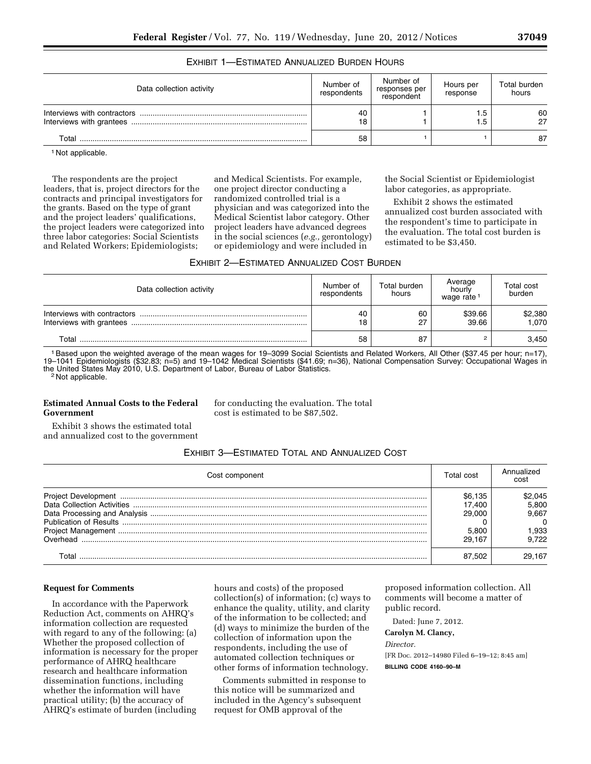EXHIBIT 1—ESTIMATED ANNUALIZED BURDEN HOURS

| Data collection activity | Number of respondents | Number of responses per respondent | Hours per response | Total burden hours |
|---|---|---|---|---|
| Interviews with contractors | 40 | 1 | 1.5 | 60 |
| Interviews with grantees | 18 | 1 | 1.5 | 27 |
| Total | 58 | [1] | [1] | 87 |

[1] Not applicable.

The respondents are the project leaders, that is, project directors for the contracts and principal investigators for the grants. Based on the type of grant and the project leaders' qualifications, the project leaders were categorized into three labor categories: Social Scientists and Related Workers; Epidemiologists; and Medical Scientists. For example, one project director conducting a randomized controlled trial is a physician and was categorized into the Medical Scientist labor category. Other project leaders have advanced degrees in the social sciences (*e.g.,* gerontology) or epidemiology and were included in the Social Scientist or Epidemiologist labor categories, as appropriate.

Exhibit 2 shows the estimated annualized cost burden associated with the respondent's time to participate in the evaluation. The total cost burden is estimated to be $3,450.

EXHIBIT 2—ESTIMATED ANNUALIZED COST BURDEN

| Data collection activity | Number of respondents | Total burden hours | Average hourly wage rate [1] | Total cost burden |
|---|---|---|---|---|
| Interviews with contractors | 40 | 60 | $39.66 | $2,380 |
| Interviews with grantees | 18 | 27 | 39.66 | 1,070 |
| Total | 58 | 87 | [2] | 3,450 |

[1] Based upon the weighted average of the mean wages for 19–3099 Social Scientists and Related Workers, All Other ($37.45 per hour; n=17), 19–1041 Epidemiologists ($32.83; n=5) and 19–1042 Medical Scientists ($41.69; n=36), National Compensation Survey: Occupational Wages in the United States May 2010, U.S. Department of Labor, Bureau of Labor Statistics.
[2] Not applicable.

**Estimated Annual Costs to the Federal Government**

Exhibit 3 shows the estimated total and annualized cost to the government for conducting the evaluation. The total cost is estimated to be $87,502.

EXHIBIT 3—ESTIMATED TOTAL AND ANNUALIZED COST

| Cost component | Total cost | Annualized cost |
|---|---|---|
| Project Development | $6,135 | $2,045 |
| Data Collection Activities | 17,400 | 5,800 |
| Data Processing and Analysis | 29,000 | 9,667 |
| Publication of Results | 0 | 0 |
| Project Management | 5,800 | 1,933 |
| Overhead | 29,167 | 9,722 |
| Total | 87,502 | 29,167 |

**Request for Comments**

In accordance with the Paperwork Reduction Act, comments on AHRQ's information collection are requested with regard to any of the following: (a) Whether the proposed collection of information is necessary for the proper performance of AHRQ healthcare research and healthcare information dissemination functions, including whether the information will have practical utility; (b) the accuracy of AHRQ's estimate of burden (including hours and costs) of the proposed collection(s) of information; (c) ways to enhance the quality, utility, and clarity of the information to be collected; and (d) ways to minimize the burden of the collection of information upon the respondents, including the use of automated collection techniques or other forms of information technology.

Comments submitted in response to this notice will be summarized and included in the Agency's subsequent request for OMB approval of the proposed information collection. All comments will become a matter of public record.

Dated: June 7, 2012.

**Carolyn M. Clancy,**

*Director.*

[FR Doc. 2012–14980 Filed 6–19–12; 8:45 am]

**BILLING CODE 4160–90–M**